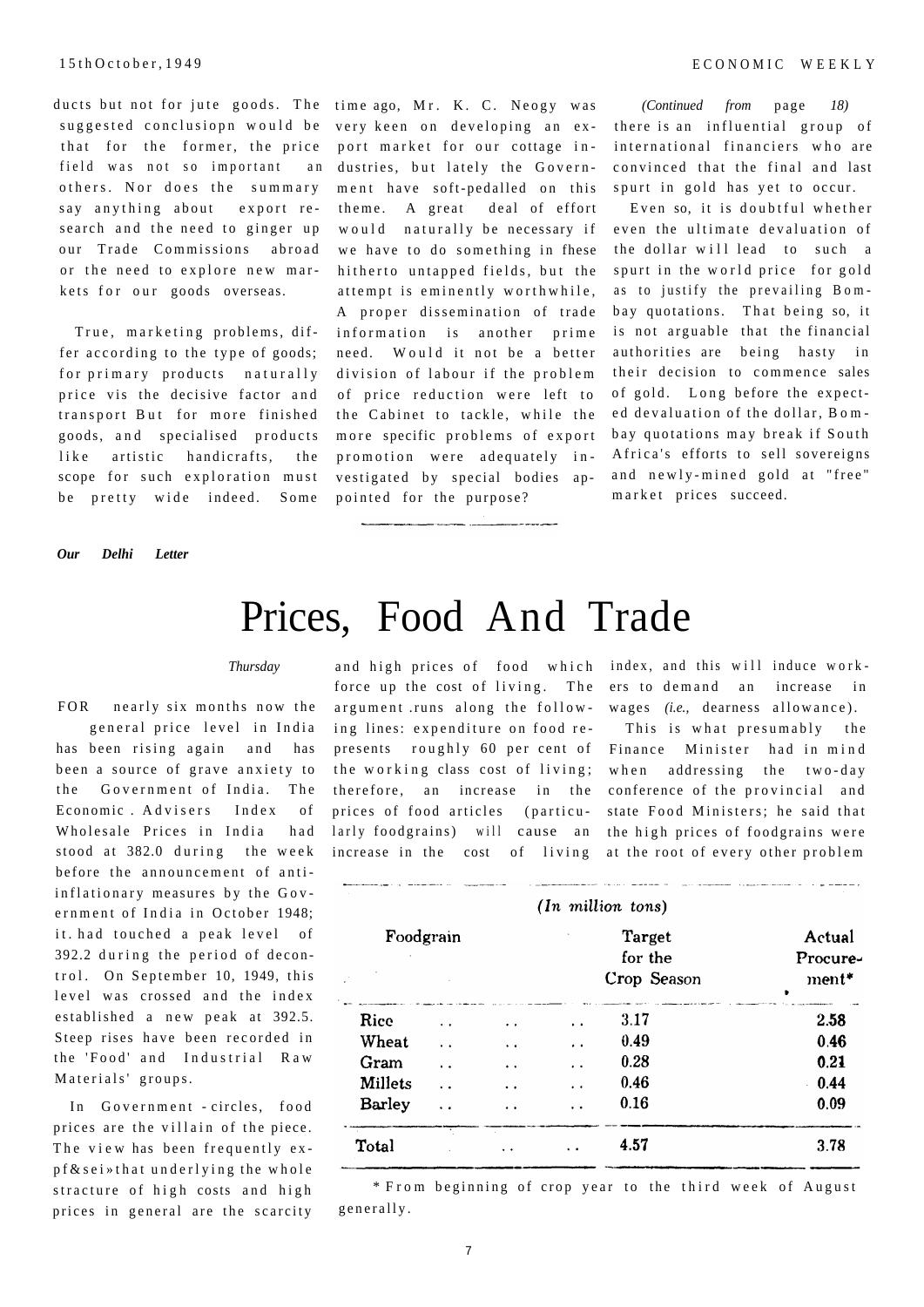ducts but not for jute goods. The suggested conclusiopn would be that for the former, the price field was not so important an others. Nor does the summary say anything about export research and the need to ginger up our Trade Commissions abroad or the need to explore new markets for our goods overseas.

True, marketing problems, differ according to the type of goods; for primary products naturally price vis the decisive factor and transport But for more finished goods, and specialised products like artistic handicrafts, the scope for such exploration must be pretty wide indeed. Some time ago, Mr. K. C. Neogy was very keen on developing an export market for our cottage industries, but lately the Government have soft-pedalled on this theme. A great deal of effort would naturally be necessary if we have to do something in fhese hitherto untapped fields, but the attempt is eminently worthwhile, A proper dissemination of trade information is another prime need. Would it not be a better division of labour if the problem of price reduction were left to the Cabinet to tackle, while the more specific problems of export promotion were adequately investigated by special bodies appointed for the purpose?

*(Continued from page 18)*

there is an influential group of international financiers who are convinced that the final and last spurt in gold has yet to occur.

Even so, it is doubtful whether even the ultimate devaluation of the dollar will lead to such a spurt in the world price for gold as to justify the prevailing Bombay quotations. That being so, it is not arguable that the financial authorities are being hasty in their decision to commence sales of gold. Long before the expected devaluation of the dollar, Bombay quotations may break if South Africa's efforts to sell sovereigns and newly-mined gold at "free" market prices succeed.

***Our Delhi Letter***

# Prices, Food And Trade

*Thursday*

FOR nearly six months now the general price level in India has been rising again and has been a source of grave anxiety to the Government of India. The Economic . Advisers Index of Wholesale Prices in India had stood at 382.0 during the week before the announcement of anti-inflationary measures by the Government of India in October 1948; it. had touched a peak level of 392.2 during the period of decontrol. On September 10, 1949, this level was crossed and the index established a new peak at 392.5. Steep rises have been recorded in the 'Food' and Industrial Raw Materials' groups.

In Government - circles, food prices are the villain of the piece. The view has been frequently expf&sei»that underlying the whole stracture of high costs and high prices in general are the scarcity and high prices of food which force up the cost of living. The argument .runs along the following lines: expenditure on food represents roughly 60 per cent of the working class cost of living; therefore, an increase in the prices of food articles (particularly foodgrains) will cause an increase in the cost of living index, and this will induce workers to demand an increase in wages *(i.e.,* dearness allowance).

This is what presumably the Finance Minister had in mind when addressing the two-day conference of the provincial and state Food Ministers; he said that the high prices of foodgrains were at the root of every other problem

*(In million tons)*

| Foodgrain | Target for the Crop Season | Actual Procurement* |
|---|---|---|
| Rice .. .. .. | 3.17 | 2.58 |
| Wheat .. .. .. | 0.49 | 0.46 |
| Gram .. .. .. | 0.28 | 0.21 |
| Millets .. .. .. | 0.46 | 0.44 |
| Barley .. .. .. | 0.16 | 0.09 |
| Total .. .. | 4.57 | 3.78 |

* From beginning of crop year to the third week of August generally.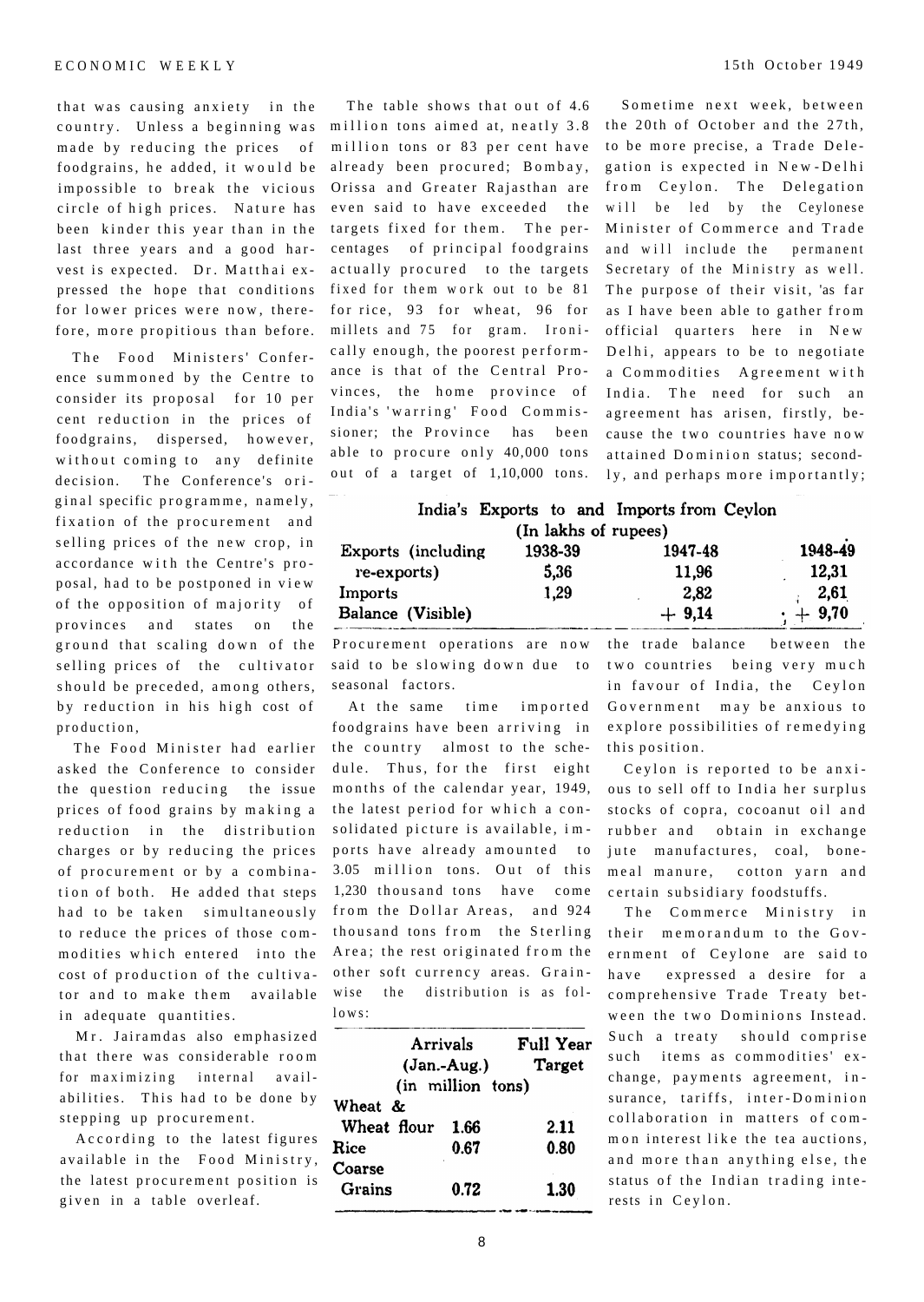that was causing anxiety in the country. Unless a beginning was made by reducing the prices of foodgrains, he added, it would be impossible to break the vicious circle of high prices. Nature has been kinder this year than in the last three years and a good harvest is expected. Dr. Matthai expressed the hope that conditions for lower prices were now, therefore, more propitious than before.

The Food Ministers' Conference summoned by the Centre to consider its proposal for 10 per cent reduction in the prices of foodgrains, dispersed, however, without coming to any definite decision. The Conference's original specific programme, namely, fixation of the procurement and selling prices of the new crop, in accordance with the Centre's proposal, had to be postponed in view of the opposition of majority of provinces and states on the ground that scaling down of the selling prices of the cultivator should be preceded, among others, by reduction in his high cost of production,

The Food Minister had earlier asked the Conference to consider the question reducing the issue prices of food grains by making a reduction in the distribution charges or by reducing the prices of procurement or by a combination of both. He added that steps had to be taken simultaneously to reduce the prices of those commodities which entered into the cost of production of the cultivator and to make them available in adequate quantities.

Mr. Jairamdas also emphasized that there was considerable room for maximizing internal availabilities. This had to be done by stepping up procurement.

According to the latest figures available in the Food Ministry, the latest procurement position is given in a table overleaf.

The table shows that out of 4.6 million tons aimed at, neatly 3.8 million tons or 83 per cent have already been procured; Bombay, Orissa and Greater Rajasthan are even said to have exceeded the targets fixed for them. The percentages of principal foodgrains actually procured to the targets fixed for them work out to be 81 for rice, 93 for wheat, 96 for millets and 75 for gram. Ironically enough, the poorest performance is that of the Central Provinces, the home province of India's 'warring' Food Commissioner; the Province has been able to procure only 40,000 tons out of a target of 1,10,000 tons. Procurement operations are now said to be slowing down due to seasonal factors.

At the same time imported foodgrains have been arriving in the country almost to the schedule. Thus, for the first eight months of the calendar year, 1949, the latest period for which a consolidated picture is available, imports have already amounted to 3.05 million tons. Out of this 1,230 thousand tons have come from the Dollar Areas, and 924 thousand tons from the Sterling Area; the rest originated from the other soft currency areas. Grainwise the distribution is as follows:

| | Arrivals (Jan.-Aug.) | Full Year Target |
|---|---|---|
| | (in million tons) | |
| Wheat & Wheat flour | 1.66 | 2.11 |
| Rice | 0.67 | 0.80 |
| Coarse Grains | 0.72 | 1.30 |

Sometime next week, between the 20th of October and the 27th, to be more precise, a Trade Delegation is expected in New-Delhi from Ceylon. The Delegation will be led by the Ceylonese Minister of Commerce and Trade and will include the permanent Secretary of the Ministry as well. The purpose of their visit, 'as far as I have been able to gather from official quarters here in New Delhi, appears to be to negotiate a Commodities Agreement with India. The need for such an agreement has arisen, firstly, because the two countries have now attained Dominion status; secondly, and perhaps more importantly; the trade balance between the two countries being very much in favour of India, the Ceylon Government may be anxious to explore possibilities of remedying this position.

**India's Exports to and Imports from Ceylon**
(In lakhs of rupees)

| | 1938-39 | 1947-48 | 1948-49 |
|---|---|---|---|
| Exports (including re-exports) | 5,36 | 11,96 | 12,31 |
| Imports | 1,29 | 2,82 | 2,61 |
| Balance (Visible) | | + 9,14 | + 9,70 |

Ceylon is reported to be anxious to sell off to India her surplus stocks of copra, cocoanut oil and rubber and obtain in exchange jute manufactures, coal, bonemeal manure, cotton yarn and certain subsidiary foodstuffs.

The Commerce Ministry in their memorandum to the Government of Ceylone are said to have expressed a desire for a comprehensive Trade Treaty between the two Dominions Instead. Such a treaty should comprise such items as commodities' exchange, payments agreement, insurance, tariffs, inter-Dominion collaboration in matters of common interest like the tea auctions, and more than anything else, the status of the Indian trading interests in Ceylon.